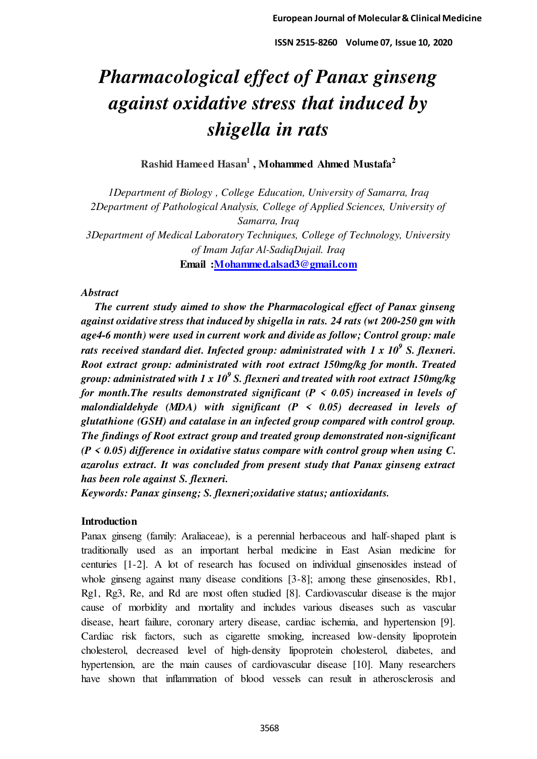# *Pharmacological effect of Panax ginseng against oxidative stress that induced by shigella in rats*

**Rashid Hameed Hasan[1] , Mohammed Ahmed Mustafa[2]**

*1Department of Biology , College Education, University of Samarra, Iraq*
*2Department of Pathological Analysis, College of Applied Sciences, University of Samarra, Iraq*
*3Department of Medical Laboratory Techniques, College of Technology, University of Imam Jafar Al-SadiqDujail. Iraq*
**Email :Mohammed.alsad3@gmail.com**

### *Abstract*

***The current study aimed to show the Pharmacological effect of Panax ginseng against oxidative stress that induced by shigella in rats. 24 rats (wt 200-250 gm with age4-6 month) were used in current work and divide as follow; Control group: male rats received standard diet. Infected group: administrated with 1 x $10^9$ S. flexneri. Root extract group: administrated with root extract 150mg/kg for month. Treated group: administrated with 1 x $10^9$ S. flexneri and treated with root extract 150mg/kg for month.The results demonstrated significant ($P < 0.05$) increased in levels of malondialdehyde (MDA) with significant ($P < 0.05$) decreased in levels of glutathione (GSH) and catalase in an infected group compared with control group. The findings of Root extract group and treated group demonstrated non-significant ($P < 0.05$) difference in oxidative status compare with control group when using C. azarolus extract. It was concluded from present study that Panax ginseng extract has been role against S. flexneri.***

***Keywords: Panax ginseng; S. flexneri;oxidative status; antioxidants.***

## **Introduction**

Panax ginseng (family: Araliaceae), is a perennial herbaceous and half-shaped plant is traditionally used as an important herbal medicine in East Asian medicine for centuries [1-2]. A lot of research has focused on individual ginsenosides instead of whole ginseng against many disease conditions [3-8]; among these ginsenosides, Rb1, Rg1, Rg3, Re, and Rd are most often studied [8]. Cardiovascular disease is the major cause of morbidity and mortality and includes various diseases such as vascular disease, heart failure, coronary artery disease, cardiac ischemia, and hypertension [9]. Cardiac risk factors, such as cigarette smoking, increased low-density lipoprotein cholesterol, decreased level of high-density lipoprotein cholesterol, diabetes, and hypertension, are the main causes of cardiovascular disease [10]. Many researchers have shown that inflammation of blood vessels can result in atherosclerosis and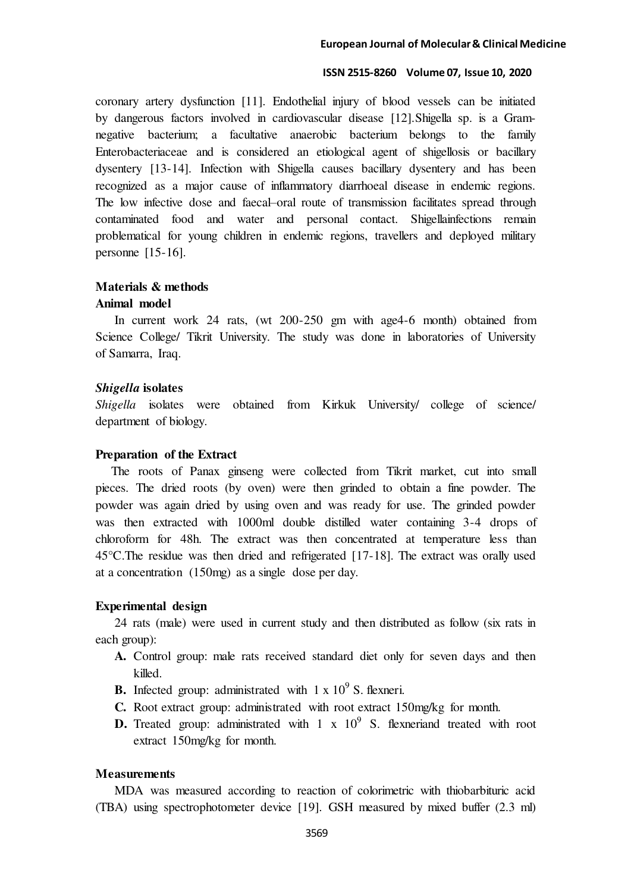coronary artery dysfunction [11]. Endothelial injury of blood vessels can be initiated by dangerous factors involved in cardiovascular disease [12].Shigella sp. is a Gram-negative bacterium; a facultative anaerobic bacterium belongs to the family Enterobacteriaceae and is considered an etiological agent of shigellosis or bacillary dysentery [13-14]. Infection with Shigella causes bacillary dysentery and has been recognized as a major cause of inflammatory diarrhoeal disease in endemic regions. The low infective dose and faecal–oral route of transmission facilitates spread through contaminated food and water and personal contact. Shigellainfections remain problematical for young children in endemic regions, travellers and deployed military personne [15-16].

## Materials & methods

### Animal model

In current work 24 rats, (wt 200-250 gm with age4-6 month) obtained from Science College/ Tikrit University. The study was done in laboratories of University of Samarra, Iraq.

### *Shigella* isolates

*Shigella* isolates were obtained from Kirkuk University/ college of science/ department of biology.

### Preparation of the Extract

The roots of Panax ginseng were collected from Tikrit market, cut into small pieces. The dried roots (by oven) were then grinded to obtain a fine powder. The powder was again dried by using oven and was ready for use. The grinded powder was then extracted with 1000ml double distilled water containing 3-4 drops of chloroform for 48h. The extract was then concentrated at temperature less than 45°C.The residue was then dried and refrigerated [17-18]. The extract was orally used at a concentration (150mg) as a single dose per day.

### Experimental design

24 rats (male) were used in current study and then distributed as follow (six rats in each group):

- **A.** Control group: male rats received standard diet only for seven days and then killed.
- **B.** Infected group: administrated with $1 \times 10^9$ S. flexneri.
- **C.** Root extract group: administrated with root extract 150mg/kg for month.
- **D.** Treated group: administrated with $1 \times 10^9$ S. flexneriand treated with root extract 150mg/kg for month.

### Measurements

MDA was measured according to reaction of colorimetric with thiobarbituric acid (TBA) using spectrophotometer device [19]. GSH measured by mixed buffer (2.3 ml)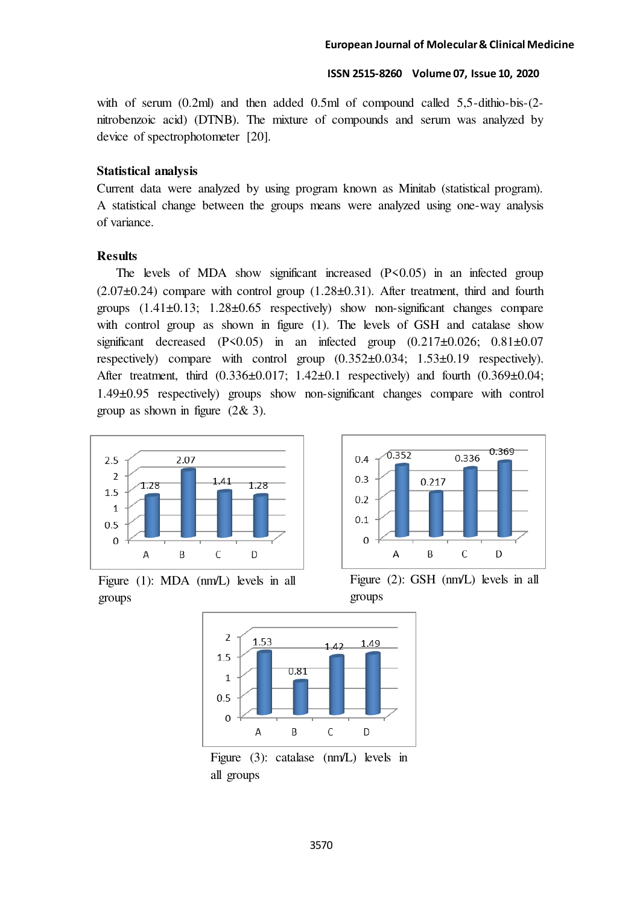with of serum (0.2ml) and then added 0.5ml of compound called 5,5-dithio-bis-(2-nitrobenzoic acid) (DTNB). The mixture of compounds and serum was analyzed by device of spectrophotometer [20].

### Statistical analysis

Current data were analyzed by using program known as Minitab (statistical program). A statistical change between the groups means were analyzed using one-way analysis of variance.

### Results

The levels of MDA show significant increased ($P<0.05$) in an infected group (2.07±0.24) compare with control group (1.28±0.31). After treatment, third and fourth groups (1.41±0.13; 1.28±0.65 respectively) show non-significant changes compare with control group as shown in figure (1). The levels of GSH and catalase show significant decreased ($P<0.05$) in an infected group (0.217±0.026; 0.81±0.07 respectively) compare with control group (0.352±0.034; 1.53±0.19 respectively). After treatment, third (0.336±0.017; 1.42±0.1 respectively) and fourth (0.369±0.04; 1.49±0.95 respectively) groups show non-significant changes compare with control group as shown in figure (2& 3).

Figure (1): MDA (nm/L) levels in all groups

Figure (2): GSH (nm/L) levels in all groups

Figure (3): catalase (nm/L) levels in all groups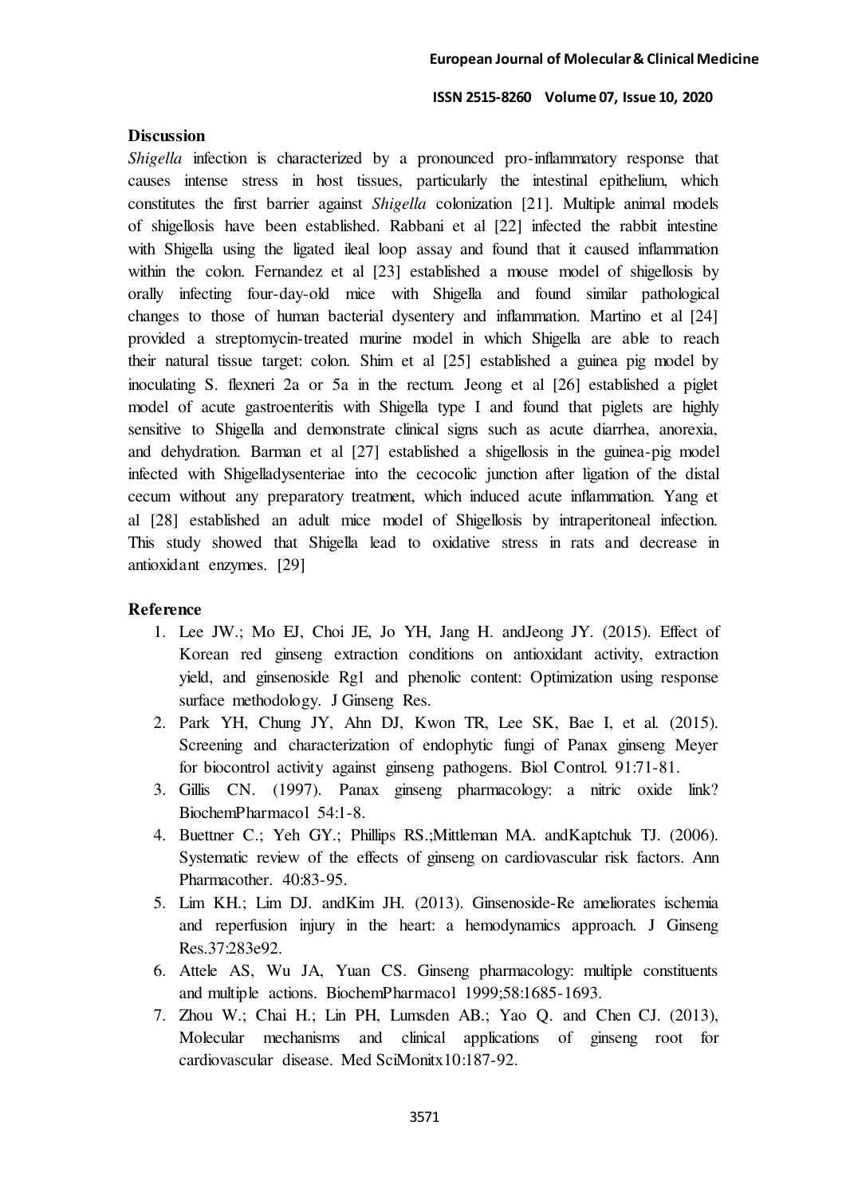## Discussion

*Shigella* infection is characterized by a pronounced pro-inflammatory response that causes intense stress in host tissues, particularly the intestinal epithelium, which constitutes the first barrier against *Shigella* colonization [21]. Multiple animal models of shigellosis have been established. Rabbani et al [22] infected the rabbit intestine with Shigella using the ligated ileal loop assay and found that it caused inflammation within the colon. Fernandez et al [23] established a mouse model of shigellosis by orally infecting four-day-old mice with Shigella and found similar pathological changes to those of human bacterial dysentery and inflammation. Martino et al [24] provided a streptomycin-treated murine model in which Shigella are able to reach their natural tissue target: colon. Shim et al [25] established a guinea pig model by inoculating S. flexneri 2a or 5a in the rectum. Jeong et al [26] established a piglet model of acute gastroenteritis with Shigella type I and found that piglets are highly sensitive to Shigella and demonstrate clinical signs such as acute diarrhea, anorexia, and dehydration. Barman et al [27] established a shigellosis in the guinea-pig model infected with Shigelladysenteriae into the cecocolic junction after ligation of the distal cecum without any preparatory treatment, which induced acute inflammation. Yang et al [28] established an adult mice model of Shigellosis by intraperitoneal infection. This study showed that Shigella lead to oxidative stress in rats and decrease in antioxidant enzymes. [29]

## Reference

1. Lee JW.; Mo EJ, Choi JE, Jo YH, Jang H. andJeong JY. (2015). Effect of Korean red ginseng extraction conditions on antioxidant activity, extraction yield, and ginsenoside Rg1 and phenolic content: Optimization using response surface methodology. J Ginseng Res.
2. Park YH, Chung JY, Ahn DJ, Kwon TR, Lee SK, Bae I, et al. (2015). Screening and characterization of endophytic fungi of Panax ginseng Meyer for biocontrol activity against ginseng pathogens. Biol Control. 91:71-81.
3. Gillis CN. (1997). Panax ginseng pharmacology: a nitric oxide link? BiochemPharmacol 54:1-8.
4. Buettner C.; Yeh GY.; Phillips RS.;Mittleman MA. andKaptchuk TJ. (2006). Systematic review of the effects of ginseng on cardiovascular risk factors. Ann Pharmacother. 40:83-95.
5. Lim KH.; Lim DJ. andKim JH. (2013). Ginsenoside-Re ameliorates ischemia and reperfusion injury in the heart: a hemodynamics approach. J Ginseng Res.37:283e92.
6. Attele AS, Wu JA, Yuan CS. Ginseng pharmacology: multiple constituents and multiple actions. BiochemPharmacol 1999;58:1685-1693.
7. Zhou W.; Chai H.; Lin PH, Lumsden AB.; Yao Q. and Chen CJ. (2013), Molecular mechanisms and clinical applications of ginseng root for cardiovascular disease. Med SciMonitx10:187-92.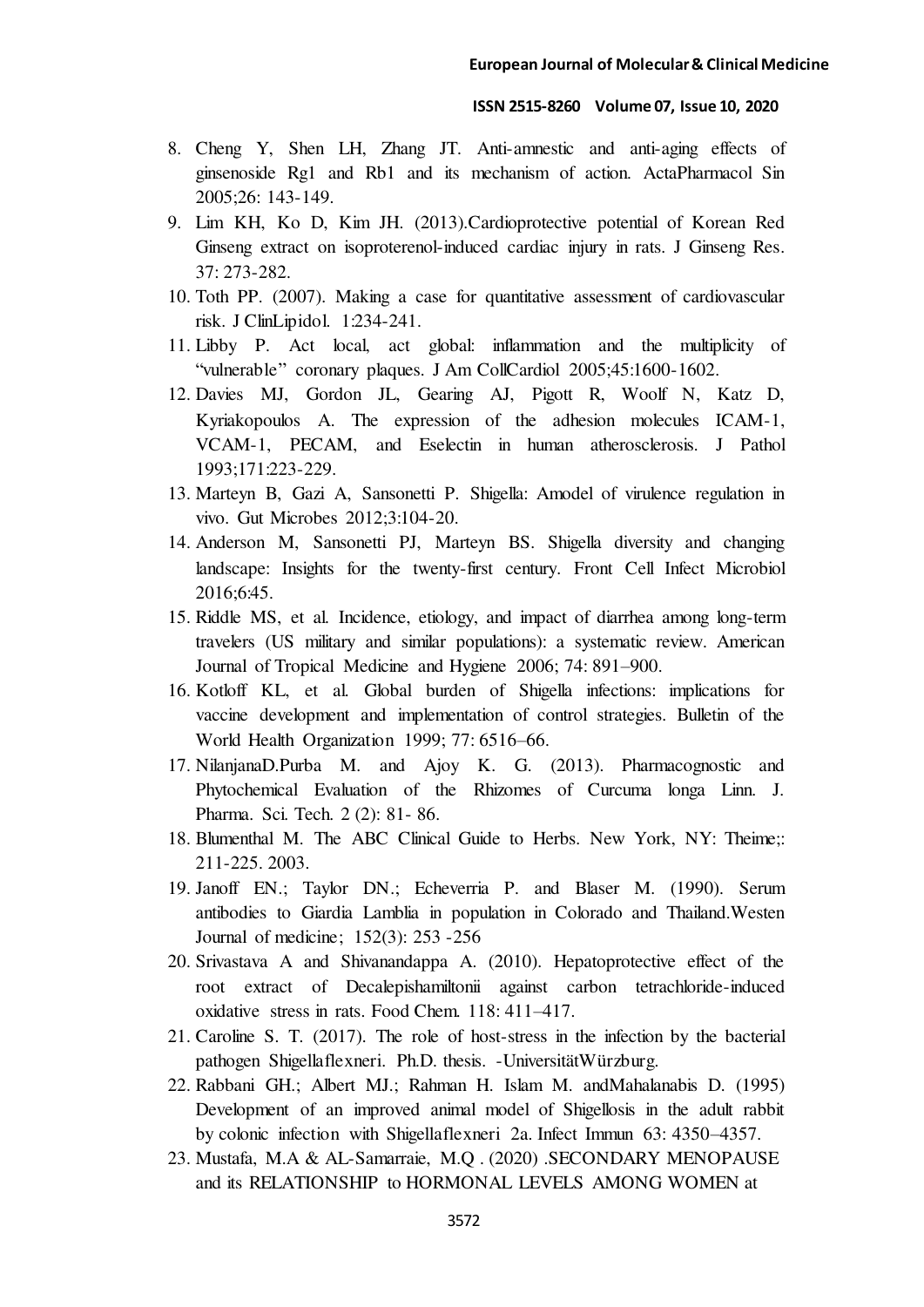8. Cheng Y, Shen LH, Zhang JT. Anti-amnestic and anti-aging effects of ginsenoside Rg1 and Rb1 and its mechanism of action. ActaPharmacol Sin 2005;26: 143-149.
9. Lim KH, Ko D, Kim JH. (2013).Cardioprotective potential of Korean Red Ginseng extract on isoproterenol-induced cardiac injury in rats. J Ginseng Res. 37: 273-282.
10. Toth PP. (2007). Making a case for quantitative assessment of cardiovascular risk. J ClinLipidol. 1:234-241.
11. Libby P. Act local, act global: inflammation and the multiplicity of "vulnerable" coronary plaques. J Am CollCardiol 2005;45:1600-1602.
12. Davies MJ, Gordon JL, Gearing AJ, Pigott R, Woolf N, Katz D, Kyriakopoulos A. The expression of the adhesion molecules ICAM-1, VCAM-1, PECAM, and Eselectin in human atherosclerosis. J Pathol 1993;171:223-229.
13. Marteyn B, Gazi A, Sansonetti P. Shigella: Amodel of virulence regulation in vivo. Gut Microbes 2012;3:104-20.
14. Anderson M, Sansonetti PJ, Marteyn BS. Shigella diversity and changing landscape: Insights for the twenty-first century. Front Cell Infect Microbiol 2016;6:45.
15. Riddle MS, et al. Incidence, etiology, and impact of diarrhea among long-term travelers (US military and similar populations): a systematic review. American Journal of Tropical Medicine and Hygiene 2006; 74: 891–900.
16. Kotloff KL, et al. Global burden of Shigella infections: implications for vaccine development and implementation of control strategies. Bulletin of the World Health Organization 1999; 77: 6516–66.
17. NilanjanaD.Purba M. and Ajoy K. G. (2013). Pharmacognostic and Phytochemical Evaluation of the Rhizomes of Curcuma longa Linn. J. Pharma. Sci. Tech. 2 (2): 81- 86.
18. Blumenthal M. The ABC Clinical Guide to Herbs. New York, NY: Theime;: 211-225. 2003.
19. Janoff EN.; Taylor DN.; Echeverria P. and Blaser M. (1990). Serum antibodies to Giardia Lamblia in population in Colorado and Thailand.Westen Journal of medicine; 152(3): 253 -256
20. Srivastava A and Shivanandappa A. (2010). Hepatoprotective effect of the root extract of Decalepishamiltonii against carbon tetrachloride-induced oxidative stress in rats. Food Chem. 118: 411–417.
21. Caroline S. T. (2017). The role of host-stress in the infection by the bacterial pathogen Shigellaflexneri. Ph.D. thesis. -UniversitätWürzburg.
22. Rabbani GH.; Albert MJ.; Rahman H. Islam M. andMahalanabis D. (1995) Development of an improved animal model of Shigellosis in the adult rabbit by colonic infection with Shigellaflexneri 2a. Infect Immun 63: 4350–4357.
23. Mustafa, M.A & AL-Samarraie, M.Q . (2020) .SECONDARY MENOPAUSE and its RELATIONSHIP to HORMONAL LEVELS AMONG WOMEN at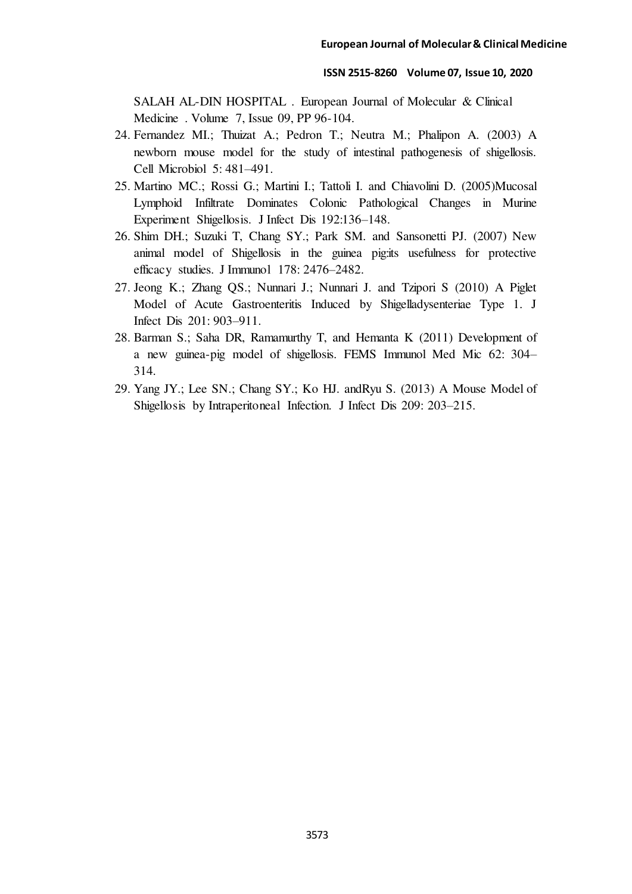SALAH AL-DIN HOSPITAL . European Journal of Molecular & Clinical Medicine . Volume 7, Issue 09, PP 96-104.

24. Fernandez MI.; Thuizat A.; Pedron T.; Neutra M.; Phalipon A. (2003) A newborn mouse model for the study of intestinal pathogenesis of shigellosis. Cell Microbiol 5: 481–491.
25. Martino MC.; Rossi G.; Martini I.; Tattoli I. and Chiavolini D. (2005)Mucosal Lymphoid Infiltrate Dominates Colonic Pathological Changes in Murine Experiment Shigellosis. J Infect Dis 192:136–148.
26. Shim DH.; Suzuki T, Chang SY.; Park SM. and Sansonetti PJ. (2007) New animal model of Shigellosis in the guinea pig:its usefulness for protective efficacy studies. J Immunol 178: 2476–2482.
27. Jeong K.; Zhang QS.; Nunnari J.; Nunnari J. and Tzipori S (2010) A Piglet Model of Acute Gastroenteritis Induced by Shigelladysenteriae Type 1. J Infect Dis 201: 903–911.
28. Barman S.; Saha DR, Ramamurthy T, and Hemanta K (2011) Development of a new guinea-pig model of shigellosis. FEMS Immunol Med Mic 62: 304–314.
29. Yang JY.; Lee SN.; Chang SY.; Ko HJ. andRyu S. (2013) A Mouse Model of Shigellosis by Intraperitoneal Infection. J Infect Dis 209: 203–215.